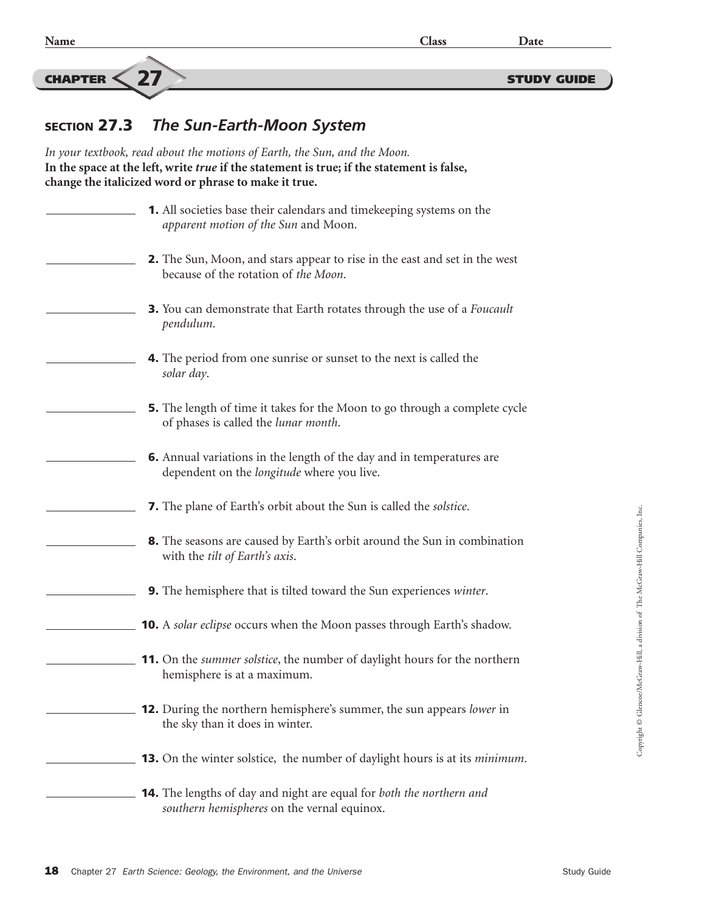Name Class Date

**CHAPTER 27** **STUDY GUIDE**

## SECTION 27.3 *The Sun-Earth-Moon System*

*In your textbook, read about the motions of Earth, the Sun, and the Moon.*
**In the space at the left, write *true* if the statement is true; if the statement is false, change the italicized word or phrase to make it true.**

_______________ **1.** All societies base their calendars and timekeeping systems on the *apparent motion of the Sun* and Moon.

_______________ **2.** The Sun, Moon, and stars appear to rise in the east and set in the west because of the rotation of *the Moon*.

_______________ **3.** You can demonstrate that Earth rotates through the use of a *Foucault pendulum*.

_______________ **4.** The period from one sunrise or sunset to the next is called the *solar day*.

_______________ **5.** The length of time it takes for the Moon to go through a complete cycle of phases is called the *lunar month*.

_______________ **6.** Annual variations in the length of the day and in temperatures are dependent on the *longitude* where you live.

_______________ **7.** The plane of Earth's orbit about the Sun is called the *solstice*.

_______________ **8.** The seasons are caused by Earth's orbit around the Sun in combination with the *tilt of Earth's axis*.

_______________ **9.** The hemisphere that is tilted toward the Sun experiences *winter*.

_______________ **10.** A *solar eclipse* occurs when the Moon passes through Earth's shadow.

_______________ **11.** On the *summer solstice*, the number of daylight hours for the northern hemisphere is at a maximum.

_______________ **12.** During the northern hemisphere's summer, the sun appears *lower* in the sky than it does in winter.

_______________ **13.** On the winter solstice, the number of daylight hours is at its *minimum*.

_______________ **14.** The lengths of day and night are equal for *both the northern and southern hemispheres* on the vernal equinox.

Copyright © Glencoe/McGraw-Hill, a division of The McGraw-Hill Companies, Inc.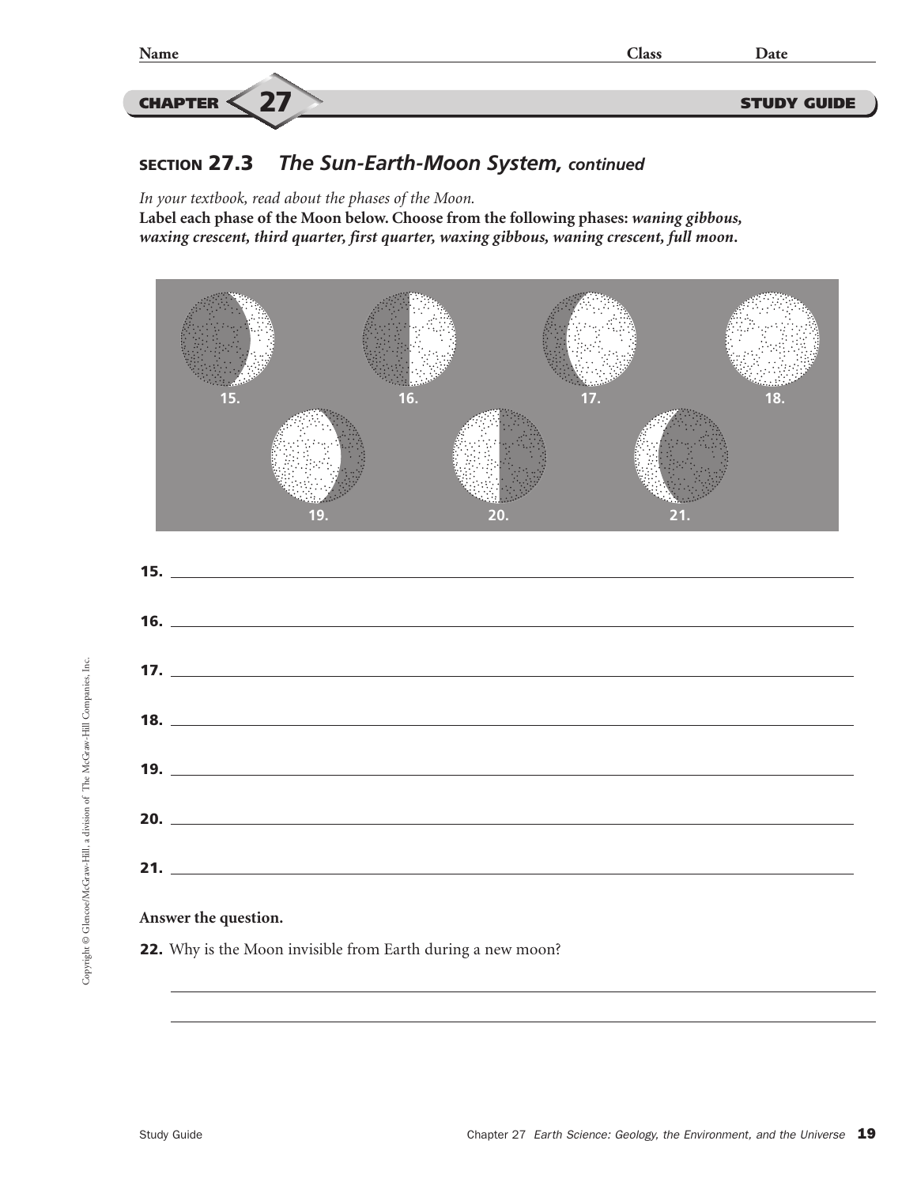Name Class Date

**CHAPTER 27** **STUDY GUIDE**

## SECTION 27.3 *The Sun-Earth-Moon System, continued*

*In your textbook, read about the phases of the Moon.*

**Label each phase of the Moon below. Choose from the following phases:** ***waning gibbous, waxing crescent, third quarter, first quarter, waxing gibbous, waning crescent, full moon*****.**

15. 16. 17. 18.

19. 20. 21.

**15.** ______________________________

**16.** ______________________________

**17.** ______________________________

**18.** ______________________________

**19.** ______________________________

**20.** ______________________________

**21.** ______________________________

**Answer the question.**

**22.** Why is the Moon invisible from Earth during a new moon?

______________________________

______________________________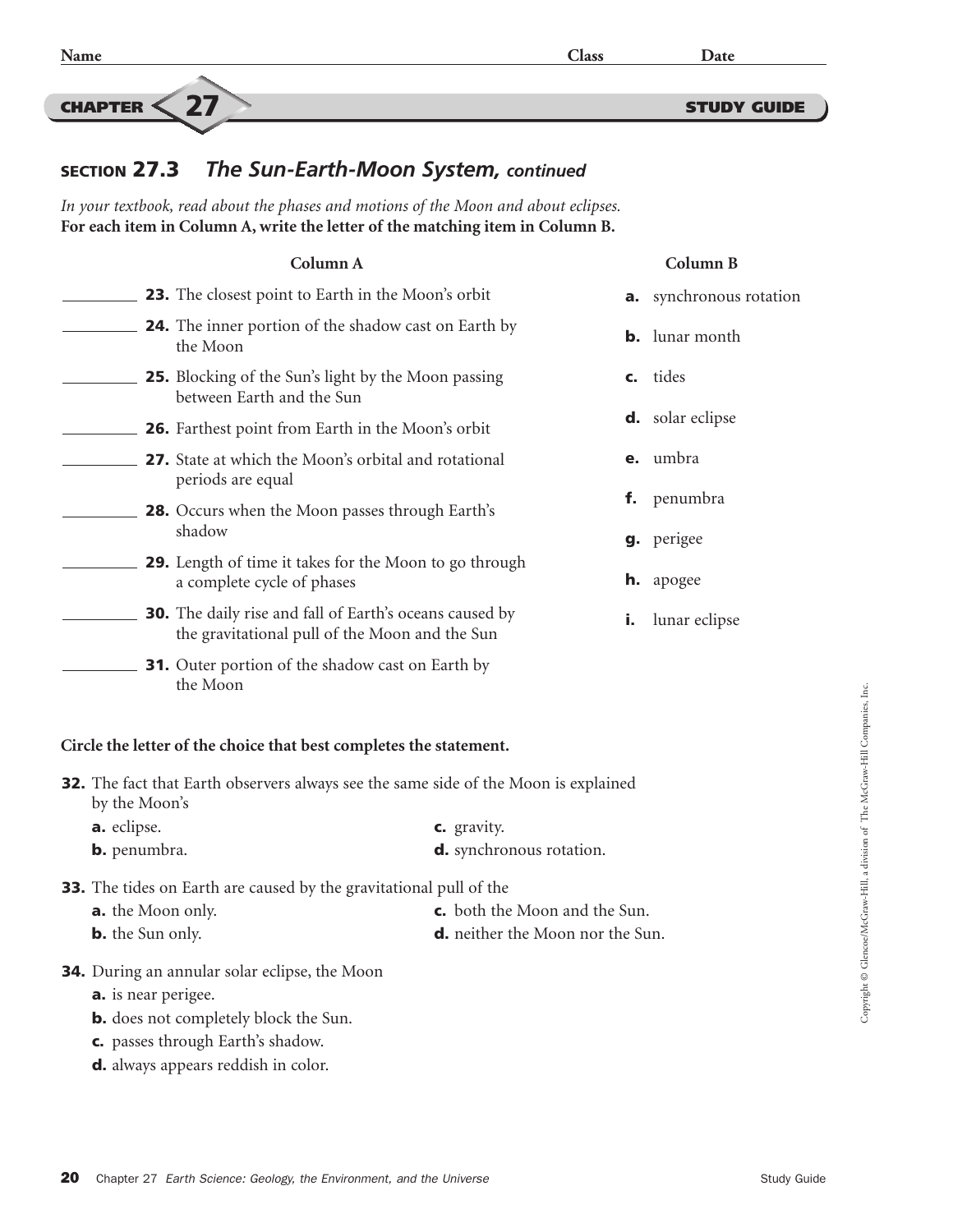Name Class Date

CHAPTER 27 STUDY GUIDE

## SECTION 27.3 *The Sun-Earth-Moon System, continued*

*In your textbook, read about the phases and motions of the Moon and about eclipses.*
**For each item in Column A, write the letter of the matching item in Column B.**

**Column A**

_______ **23.** The closest point to Earth in the Moon's orbit

_______ **24.** The inner portion of the shadow cast on Earth by the Moon

_______ **25.** Blocking of the Sun's light by the Moon passing between Earth and the Sun

_______ **26.** Farthest point from Earth in the Moon's orbit

_______ **27.** State at which the Moon's orbital and rotational periods are equal

_______ **28.** Occurs when the Moon passes through Earth's shadow

_______ **29.** Length of time it takes for the Moon to go through a complete cycle of phases

_______ **30.** The daily rise and fall of Earth's oceans caused by the gravitational pull of the Moon and the Sun

_______ **31.** Outer portion of the shadow cast on Earth by the Moon

**Column B**

**a.** synchronous rotation

**b.** lunar month

**c.** tides

**d.** solar eclipse

**e.** umbra

**f.** penumbra

**g.** perigee

**h.** apogee

**i.** lunar eclipse

**Circle the letter of the choice that best completes the statement.**

**32.** The fact that Earth observers always see the same side of the Moon is explained by the Moon's

**a.** eclipse.
**b.** penumbra.
**c.** gravity.
**d.** synchronous rotation.

**33.** The tides on Earth are caused by the gravitational pull of the

**a.** the Moon only.
**b.** the Sun only.
**c.** both the Moon and the Sun.
**d.** neither the Moon nor the Sun.

**34.** During an annular solar eclipse, the Moon

**a.** is near perigee.
**b.** does not completely block the Sun.
**c.** passes through Earth's shadow.
**d.** always appears reddish in color.